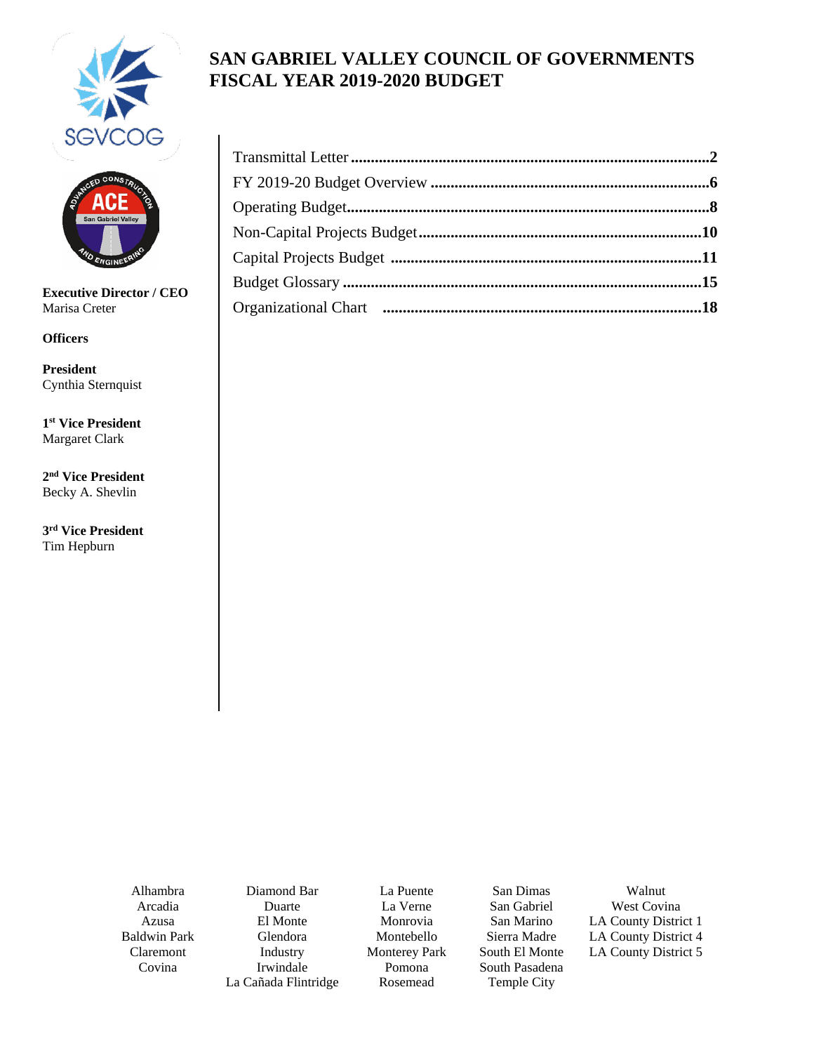# SAN GABRIEL VALLEY COUNCIL OF GOVERNMENTS FISCAL YEAR 2019-2020 BUDGET

| | |
|---|---|
| Transmittal Letter | **2** |
| FY 2019-20 Budget Overview | **6** |
| Operating Budget | **8** |
| Non-Capital Projects Budget | **10** |
| Capital Projects Budget | **11** |
| Budget Glossary | **15** |
| Organizational Chart | **18** |

**Executive Director / CEO**
Marisa Creter

**Officers**

**President**
Cynthia Sternquist

**1st Vice President**
Margaret Clark

**2nd Vice President**
Becky A. Shevlin

**3rd Vice President**
Tim Hepburn

Alhambra
Arcadia
Azusa
Baldwin Park
Claremont
Covina
Diamond Bar
Duarte
El Monte
Glendora
Industry
Irwindale
La Cañada Flintridge
La Puente
La Verne
Monrovia
Montebello
Monterey Park
Pomona
Rosemead
San Dimas
San Gabriel
San Marino
Sierra Madre
South El Monte
South Pasadena
Temple City
Walnut
West Covina
LA County District 1
LA County District 4
LA County District 5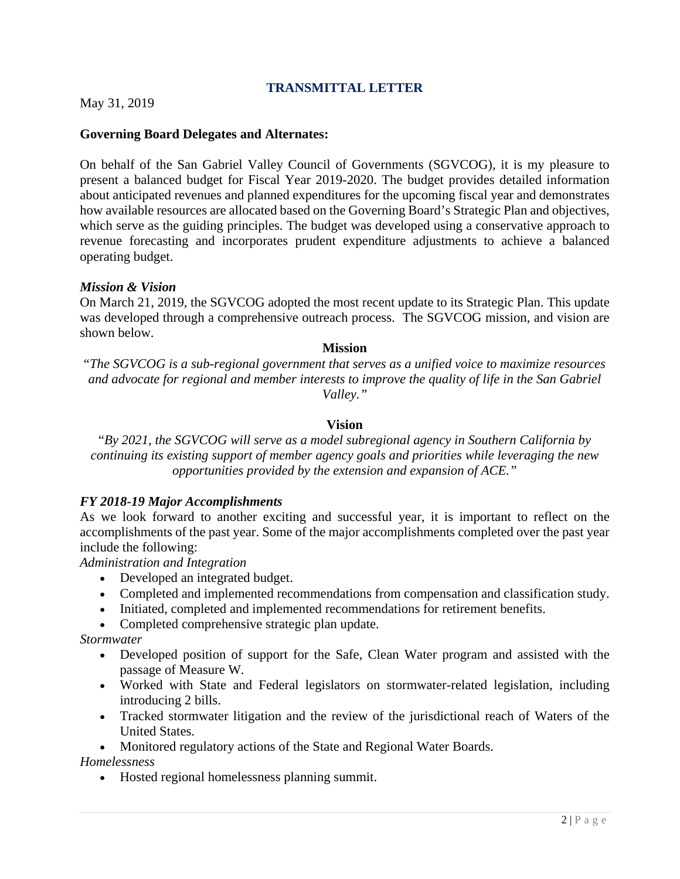## TRANSMITTAL LETTER

May 31, 2019

**Governing Board Delegates and Alternates:**

On behalf of the San Gabriel Valley Council of Governments (SGVCOG), it is my pleasure to present a balanced budget for Fiscal Year 2019-2020. The budget provides detailed information about anticipated revenues and planned expenditures for the upcoming fiscal year and demonstrates how available resources are allocated based on the Governing Board's Strategic Plan and objectives, which serve as the guiding principles. The budget was developed using a conservative approach to revenue forecasting and incorporates prudent expenditure adjustments to achieve a balanced operating budget.

***Mission & Vision***

On March 21, 2019, the SGVCOG adopted the most recent update to its Strategic Plan. This update was developed through a comprehensive outreach process. The SGVCOG mission, and vision are shown below.

**Mission**

*"The SGVCOG is a sub-regional government that serves as a unified voice to maximize resources and advocate for regional and member interests to improve the quality of life in the San Gabriel Valley."*

**Vision**

*"By 2021, the SGVCOG will serve as a model subregional agency in Southern California by continuing its existing support of member agency goals and priorities while leveraging the new opportunities provided by the extension and expansion of ACE."*

***FY 2018-19 Major Accomplishments***

As we look forward to another exciting and successful year, it is important to reflect on the accomplishments of the past year. Some of the major accomplishments completed over the past year include the following:

*Administration and Integration*

- Developed an integrated budget.
- Completed and implemented recommendations from compensation and classification study.
- Initiated, completed and implemented recommendations for retirement benefits.
- Completed comprehensive strategic plan update.

*Stormwater*

- Developed position of support for the Safe, Clean Water program and assisted with the passage of Measure W.
- Worked with State and Federal legislators on stormwater-related legislation, including introducing 2 bills.
- Tracked stormwater litigation and the review of the jurisdictional reach of Waters of the United States.
- Monitored regulatory actions of the State and Regional Water Boards.

*Homelessness*

- Hosted regional homelessness planning summit.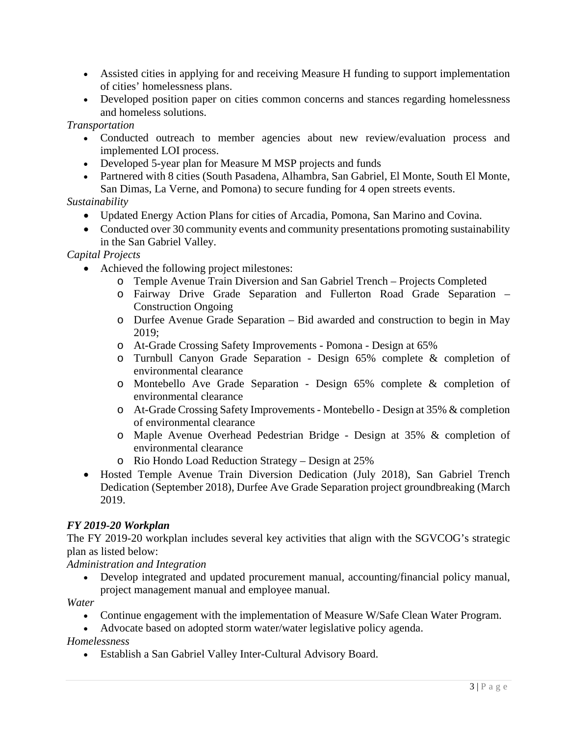- Assisted cities in applying for and receiving Measure H funding to support implementation of cities' homelessness plans.
- Developed position paper on cities common concerns and stances regarding homelessness and homeless solutions.

*Transportation*

- Conducted outreach to member agencies about new review/evaluation process and implemented LOI process.
- Developed 5-year plan for Measure M MSP projects and funds
- Partnered with 8 cities (South Pasadena, Alhambra, San Gabriel, El Monte, South El Monte, San Dimas, La Verne, and Pomona) to secure funding for 4 open streets events.

*Sustainability*

- Updated Energy Action Plans for cities of Arcadia, Pomona, San Marino and Covina.
- Conducted over 30 community events and community presentations promoting sustainability in the San Gabriel Valley.

*Capital Projects*

- Achieved the following project milestones:
  - Temple Avenue Train Diversion and San Gabriel Trench – Projects Completed
  - Fairway Drive Grade Separation and Fullerton Road Grade Separation – Construction Ongoing
  - Durfee Avenue Grade Separation – Bid awarded and construction to begin in May 2019;
  - At-Grade Crossing Safety Improvements - Pomona - Design at 65%
  - Turnbull Canyon Grade Separation - Design 65% complete & completion of environmental clearance
  - Montebello Ave Grade Separation - Design 65% complete & completion of environmental clearance
  - At-Grade Crossing Safety Improvements - Montebello - Design at 35% & completion of environmental clearance
  - Maple Avenue Overhead Pedestrian Bridge - Design at 35% & completion of environmental clearance
  - Rio Hondo Load Reduction Strategy – Design at 25%
- Hosted Temple Avenue Train Diversion Dedication (July 2018), San Gabriel Trench Dedication (September 2018), Durfee Ave Grade Separation project groundbreaking (March 2019.

### *FY 2019-20 Workplan*

The FY 2019-20 workplan includes several key activities that align with the SGVCOG's strategic plan as listed below:

*Administration and Integration*

- Develop integrated and updated procurement manual, accounting/financial policy manual, project management manual and employee manual.

*Water*

- Continue engagement with the implementation of Measure W/Safe Clean Water Program.
- Advocate based on adopted storm water/water legislative policy agenda.

*Homelessness*

- Establish a San Gabriel Valley Inter-Cultural Advisory Board.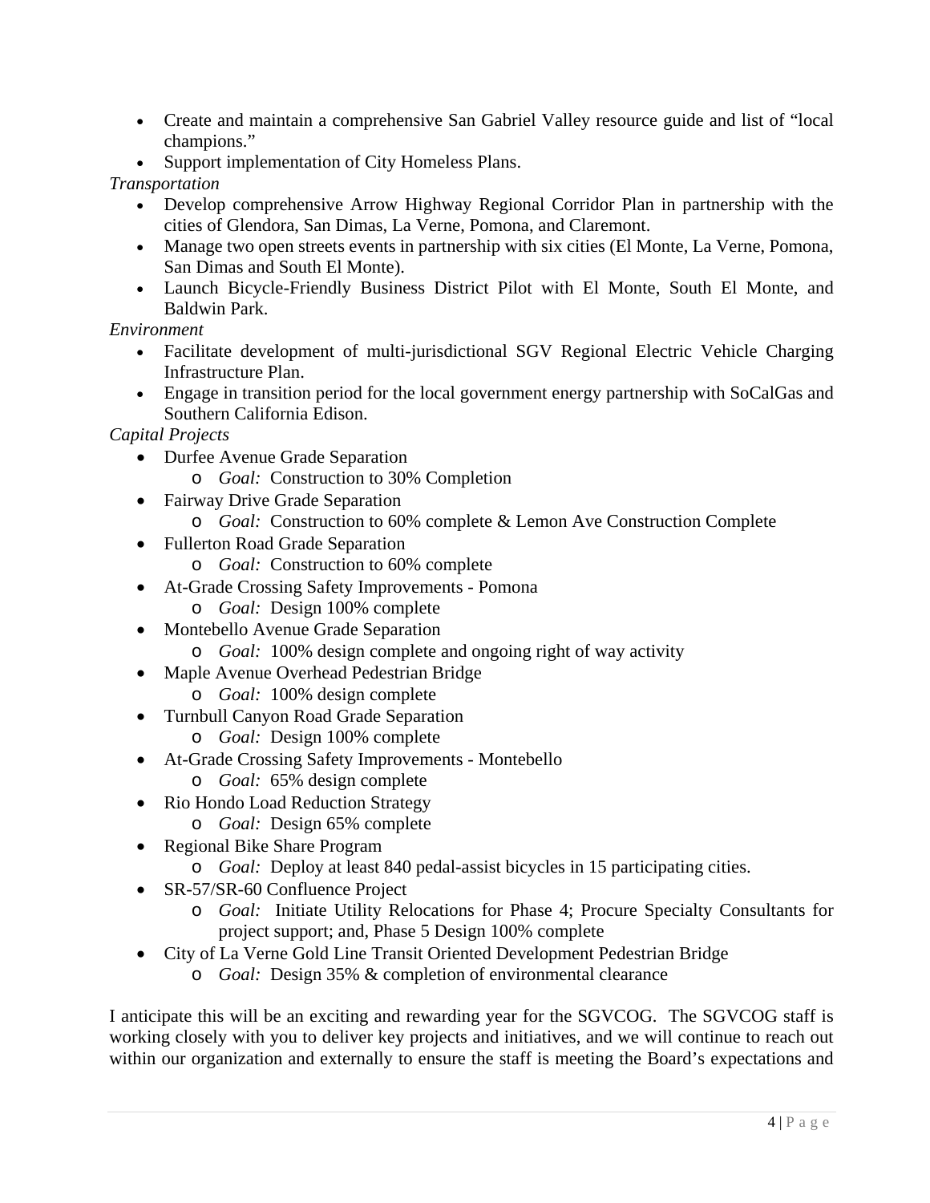- Create and maintain a comprehensive San Gabriel Valley resource guide and list of "local champions."
- Support implementation of City Homeless Plans.

*Transportation*

- Develop comprehensive Arrow Highway Regional Corridor Plan in partnership with the cities of Glendora, San Dimas, La Verne, Pomona, and Claremont.
- Manage two open streets events in partnership with six cities (El Monte, La Verne, Pomona, San Dimas and South El Monte).
- Launch Bicycle-Friendly Business District Pilot with El Monte, South El Monte, and Baldwin Park.

*Environment*

- Facilitate development of multi-jurisdictional SGV Regional Electric Vehicle Charging Infrastructure Plan.
- Engage in transition period for the local government energy partnership with SoCalGas and Southern California Edison.

*Capital Projects*

- Durfee Avenue Grade Separation
  - *Goal:* Construction to 30% Completion
- Fairway Drive Grade Separation
  - *Goal:* Construction to 60% complete & Lemon Ave Construction Complete
- Fullerton Road Grade Separation
  - *Goal:* Construction to 60% complete
- At-Grade Crossing Safety Improvements - Pomona
  - *Goal:* Design 100% complete
- Montebello Avenue Grade Separation
  - *Goal:* 100% design complete and ongoing right of way activity
- Maple Avenue Overhead Pedestrian Bridge
  - *Goal:* 100% design complete
- Turnbull Canyon Road Grade Separation
  - *Goal:* Design 100% complete
- At-Grade Crossing Safety Improvements - Montebello
  - *Goal:* 65% design complete
- Rio Hondo Load Reduction Strategy
  - *Goal:* Design 65% complete
- Regional Bike Share Program
  - *Goal:* Deploy at least 840 pedal-assist bicycles in 15 participating cities.
- SR-57/SR-60 Confluence Project
  - *Goal:* Initiate Utility Relocations for Phase 4; Procure Specialty Consultants for project support; and, Phase 5 Design 100% complete
- City of La Verne Gold Line Transit Oriented Development Pedestrian Bridge
  - *Goal:* Design 35% & completion of environmental clearance

I anticipate this will be an exciting and rewarding year for the SGVCOG. The SGVCOG staff is working closely with you to deliver key projects and initiatives, and we will continue to reach out within our organization and externally to ensure the staff is meeting the Board's expectations and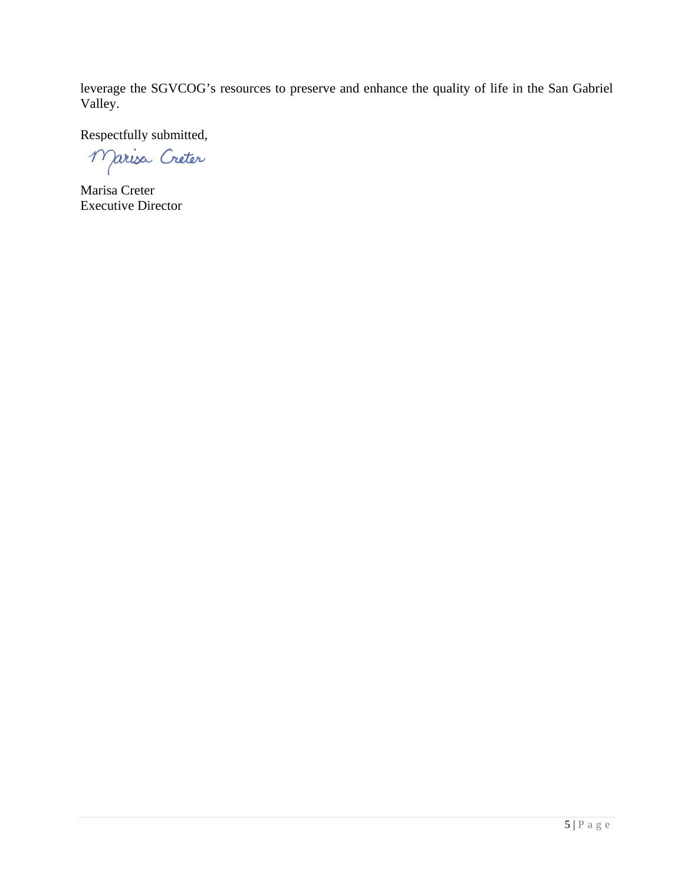leverage the SGVCOG's resources to preserve and enhance the quality of life in the San Gabriel Valley.

Respectfully submitted,

Marisa Creter
Executive Director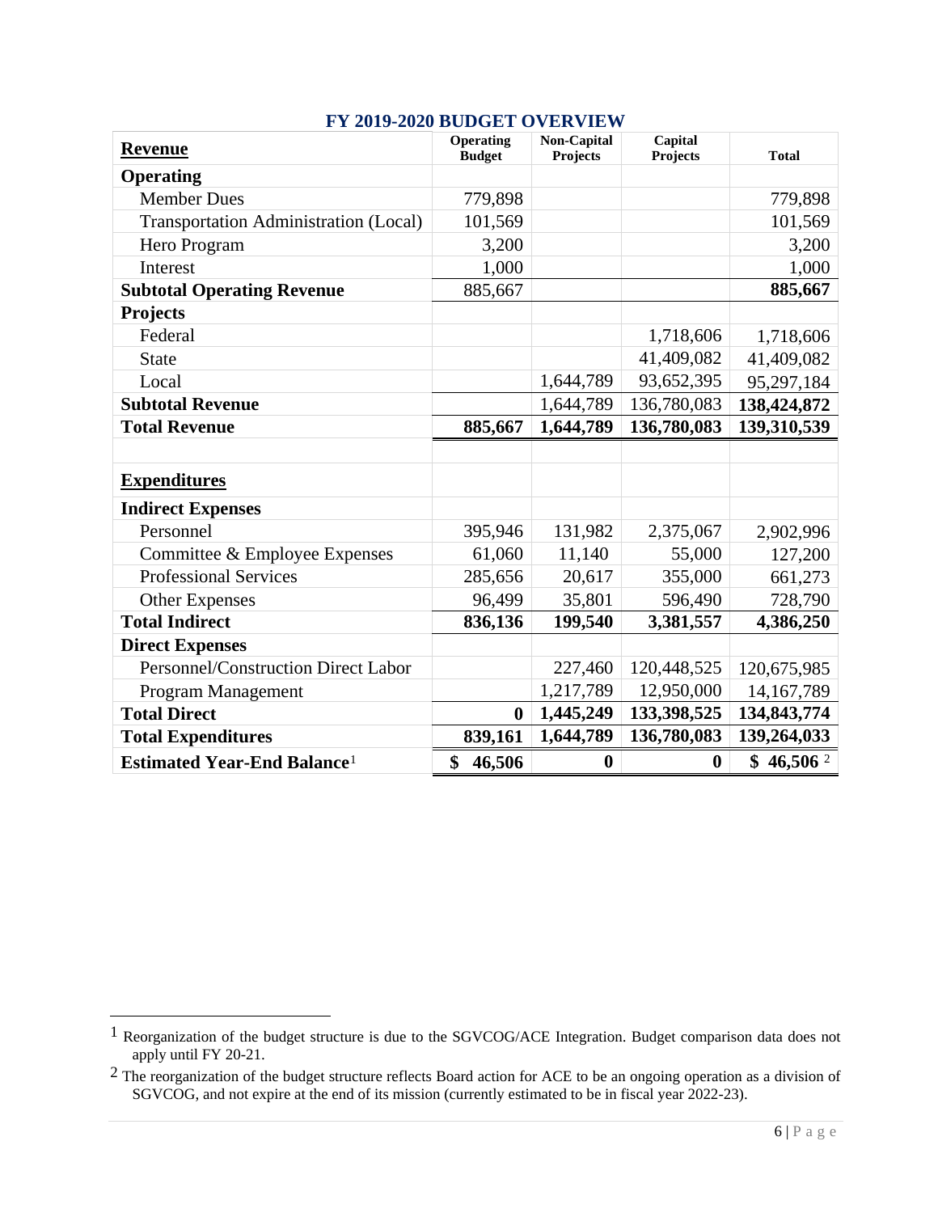## FY 2019-2020 BUDGET OVERVIEW

| Revenue | Operating Budget | Non-Capital Projects | Capital Projects | Total |
|---|---|---|---|---|
| **Operating** | | | | |
| Member Dues | 779,898 | | | 779,898 |
| Transportation Administration (Local) | 101,569 | | | 101,569 |
| Hero Program | 3,200 | | | 3,200 |
| Interest | 1,000 | | | 1,000 |
| **Subtotal Operating Revenue** | 885,667 | | | **885,667** |
| **Projects** | | | | |
| Federal | | | 1,718,606 | 1,718,606 |
| State | | | 41,409,082 | 41,409,082 |
| Local | | 1,644,789 | 93,652,395 | 95,297,184 |
| **Subtotal Revenue** | | 1,644,789 | 136,780,083 | **138,424,872** |
| **Total Revenue** | **885,667** | **1,644,789** | **136,780,083** | **139,310,539** |
| | | | | |
| **Expenditures** | | | | |
| **Indirect Expenses** | | | | |
| Personnel | 395,946 | 131,982 | 2,375,067 | 2,902,996 |
| Committee & Employee Expenses | 61,060 | 11,140 | 55,000 | 127,200 |
| Professional Services | 285,656 | 20,617 | 355,000 | 661,273 |
| Other Expenses | 96,499 | 35,801 | 596,490 | 728,790 |
| **Total Indirect** | **836,136** | **199,540** | **3,381,557** | **4,386,250** |
| **Direct Expenses** | | | | |
| Personnel/Construction Direct Labor | | 227,460 | 120,448,525 | 120,675,985 |
| Program Management | | 1,217,789 | 12,950,000 | 14,167,789 |
| **Total Direct** | **0** | **1,445,249** | **133,398,525** | **134,843,774** |
| **Total Expenditures** | **839,161** | **1,644,789** | **136,780,083** | **139,264,033** |
| **Estimated Year-End Balance**[1] | **$ 46,506** | **0** | **0** | **$ 46,506** [2] |

[1] Reorganization of the budget structure is due to the SGVCOG/ACE Integration. Budget comparison data does not apply until FY 20-21.

[2] The reorganization of the budget structure reflects Board action for ACE to be an ongoing operation as a division of SGVCOG, and not expire at the end of its mission (currently estimated to be in fiscal year 2022-23).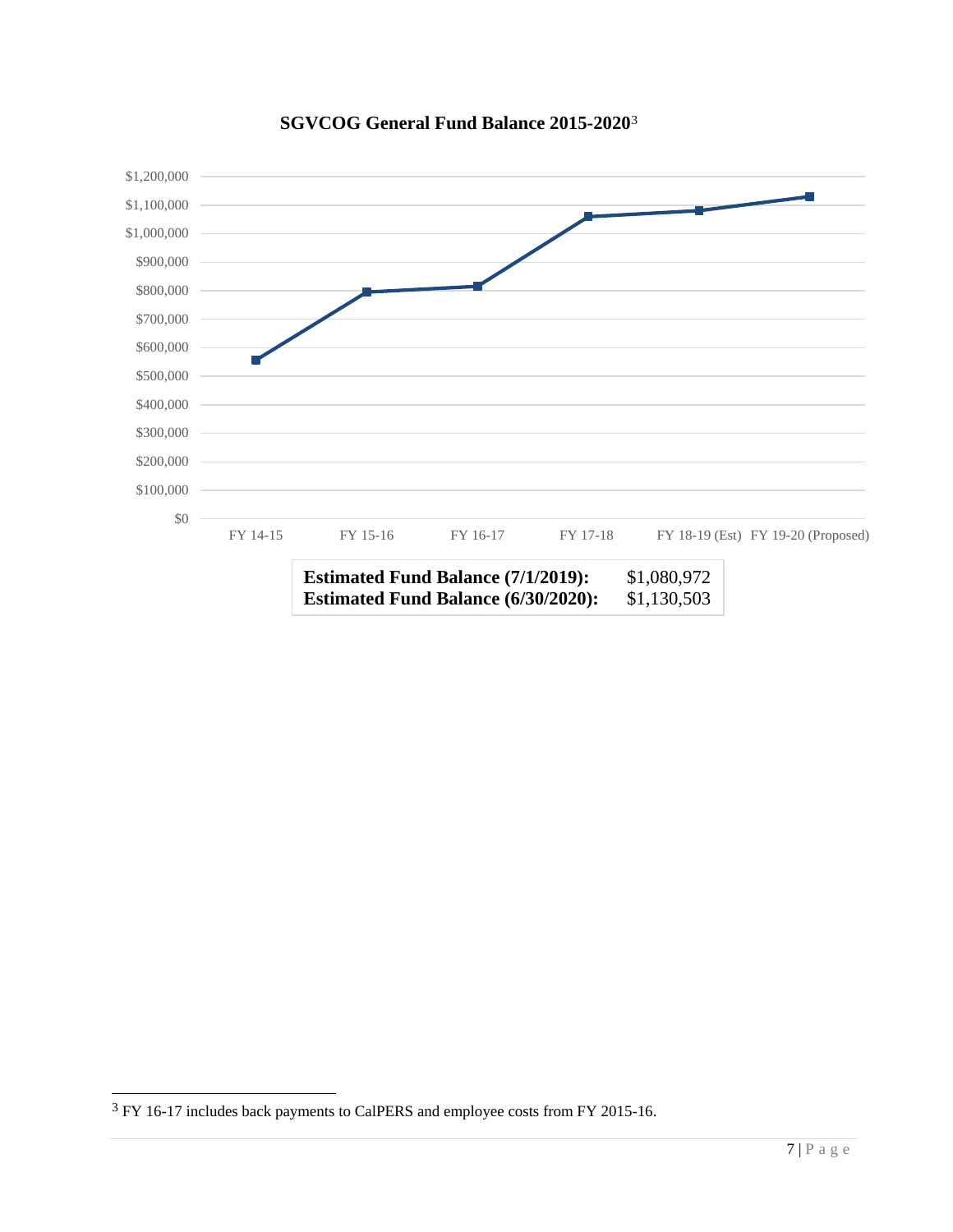**SGVCOG General Fund Balance 2015-2020**[3]

| **Estimated Fund Balance (7/1/2019):** | $1,080,972 |
|---|---|
| **Estimated Fund Balance (6/30/2020):** | $1,130,503 |

[3] FY 16-17 includes back payments to CalPERS and employee costs from FY 2015-16.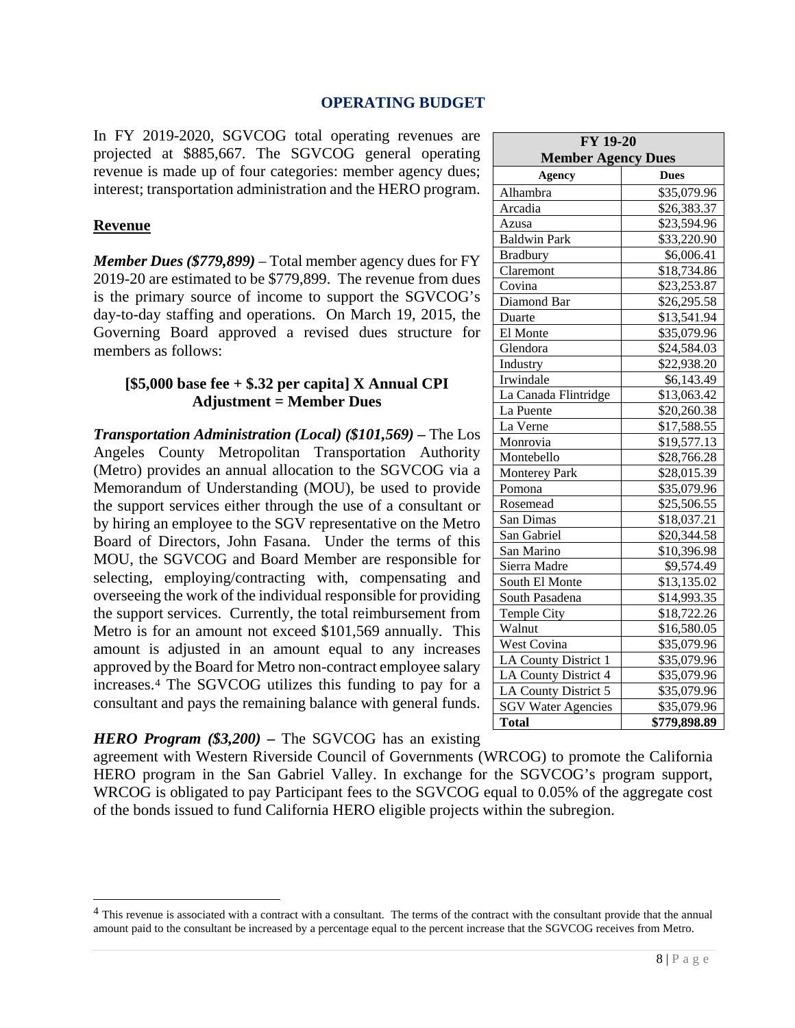## OPERATING BUDGET

In FY 2019-2020, SGVCOG total operating revenues are projected at $885,667. The SGVCOG general operating revenue is made up of four categories: member agency dues; interest; transportation administration and the HERO program.

| FY 19-20 Member Agency Dues | |
|---|---|
| **Agency** | **Dues** |
| Alhambra | $35,079.96 |
| Arcadia | $26,383.37 |
| Azusa | $23,594.96 |
| Baldwin Park | $33,220.90 |
| Bradbury | $6,006.41 |
| Claremont | $18,734.86 |
| Covina | $23,253.87 |
| Diamond Bar | $26,295.58 |
| Duarte | $13,541.94 |
| El Monte | $35,079.96 |
| Glendora | $24,584.03 |
| Industry | $22,938.20 |
| Irwindale | $6,143.49 |
| La Canada Flintridge | $13,063.42 |
| La Puente | $20,260.38 |
| La Verne | $17,588.55 |
| Monrovia | $19,577.13 |
| Montebello | $28,766.28 |
| Monterey Park | $28,015.39 |
| Pomona | $35,079.96 |
| Rosemead | $25,506.55 |
| San Dimas | $18,037.21 |
| San Gabriel | $20,344.58 |
| San Marino | $10,396.98 |
| Sierra Madre | $9,574.49 |
| South El Monte | $13,135.02 |
| South Pasadena | $14,993.35 |
| Temple City | $18,722.26 |
| Walnut | $16,580.05 |
| West Covina | $35,079.96 |
| LA County District 1 | $35,079.96 |
| LA County District 4 | $35,079.96 |
| LA County District 5 | $35,079.96 |
| SGV Water Agencies | $35,079.96 |
| **Total** | **$779,898.89** |

### Revenue

***Member Dues ($779,899)*** – Total member agency dues for FY 2019-20 are estimated to be $779,899. The revenue from dues is the primary source of income to support the SGVCOG's day-to-day staffing and operations. On March 19, 2015, the Governing Board approved a revised dues structure for members as follows:

**[$5,000 base fee + $.32 per capita] X Annual CPI Adjustment = Member Dues**

***Transportation Administration (Local) ($101,569)*** **–** The Los Angeles County Metropolitan Transportation Authority (Metro) provides an annual allocation to the SGVCOG via a Memorandum of Understanding (MOU), be used to provide the support services either through the use of a consultant or by hiring an employee to the SGV representative on the Metro Board of Directors, John Fasana. Under the terms of this MOU, the SGVCOG and Board Member are responsible for selecting, employing/contracting with, compensating and overseeing the work of the individual responsible for providing the support services. Currently, the total reimbursement from Metro is for an amount not exceed $101,569 annually. This amount is adjusted in an amount equal to any increases approved by the Board for Metro non-contract employee salary increases.[4] The SGVCOG utilizes this funding to pay for a consultant and pays the remaining balance with general funds.

***HERO Program ($3,200)*** **–** The SGVCOG has an existing agreement with Western Riverside Council of Governments (WRCOG) to promote the California HERO program in the San Gabriel Valley. In exchange for the SGVCOG's program support, WRCOG is obligated to pay Participant fees to the SGVCOG equal to 0.05% of the aggregate cost of the bonds issued to fund California HERO eligible projects within the subregion.

[4] This revenue is associated with a contract with a consultant. The terms of the contract with the consultant provide that the annual amount paid to the consultant be increased by a percentage equal to the percent increase that the SGVCOG receives from Metro.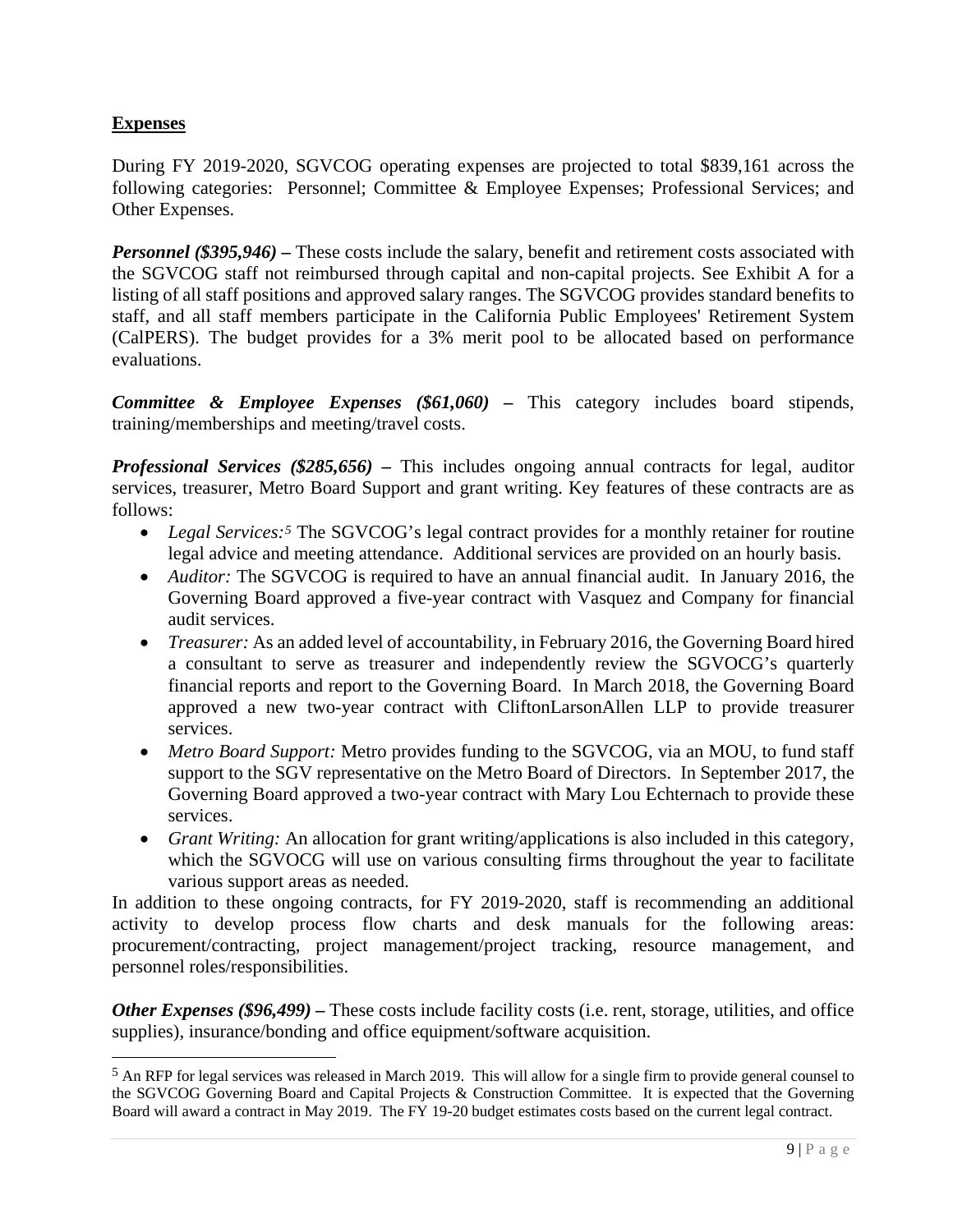## Expenses

During FY 2019-2020, SGVCOG operating expenses are projected to total $839,161 across the following categories: Personnel; Committee & Employee Expenses; Professional Services; and Other Expenses.

***Personnel ($395,946) –*** These costs include the salary, benefit and retirement costs associated with the SGVCOG staff not reimbursed through capital and non-capital projects. See Exhibit A for a listing of all staff positions and approved salary ranges. The SGVCOG provides standard benefits to staff, and all staff members participate in the California Public Employees' Retirement System (CalPERS). The budget provides for a 3% merit pool to be allocated based on performance evaluations.

***Committee & Employee Expenses ($61,060) –*** This category includes board stipends, training/memberships and meeting/travel costs.

***Professional Services ($285,656) –*** This includes ongoing annual contracts for legal, auditor services, treasurer, Metro Board Support and grant writing. Key features of these contracts are as follows:

- *Legal Services:*[5] The SGVCOG's legal contract provides for a monthly retainer for routine legal advice and meeting attendance. Additional services are provided on an hourly basis.
- *Auditor:* The SGVCOG is required to have an annual financial audit. In January 2016, the Governing Board approved a five-year contract with Vasquez and Company for financial audit services.
- *Treasurer:* As an added level of accountability, in February 2016, the Governing Board hired a consultant to serve as treasurer and independently review the SGVOCG's quarterly financial reports and report to the Governing Board. In March 2018, the Governing Board approved a new two-year contract with CliftonLarsonAllen LLP to provide treasurer services.
- *Metro Board Support:* Metro provides funding to the SGVCOG, via an MOU, to fund staff support to the SGV representative on the Metro Board of Directors. In September 2017, the Governing Board approved a two-year contract with Mary Lou Echternach to provide these services.
- *Grant Writing:* An allocation for grant writing/applications is also included in this category, which the SGVOCG will use on various consulting firms throughout the year to facilitate various support areas as needed.

In addition to these ongoing contracts, for FY 2019-2020, staff is recommending an additional activity to develop process flow charts and desk manuals for the following areas: procurement/contracting, project management/project tracking, resource management, and personnel roles/responsibilities.

***Other Expenses ($96,499) –*** These costs include facility costs (i.e. rent, storage, utilities, and office supplies), insurance/bonding and office equipment/software acquisition.

---

[5] An RFP for legal services was released in March 2019. This will allow for a single firm to provide general counsel to the SGVCOG Governing Board and Capital Projects & Construction Committee. It is expected that the Governing Board will award a contract in May 2019. The FY 19-20 budget estimates costs based on the current legal contract.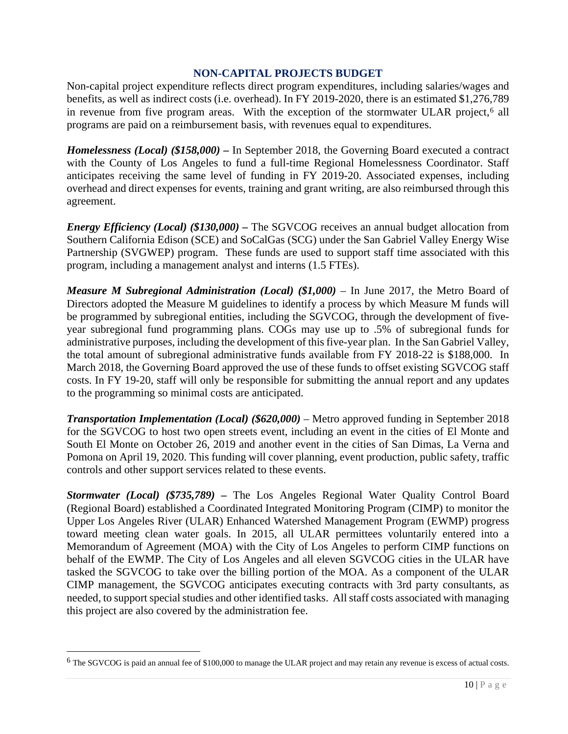## NON-CAPITAL PROJECTS BUDGET

Non-capital project expenditure reflects direct program expenditures, including salaries/wages and benefits, as well as indirect costs (i.e. overhead). In FY 2019-2020, there is an estimated $1,276,789 in revenue from five program areas. With the exception of the stormwater ULAR project,[6] all programs are paid on a reimbursement basis, with revenues equal to expenditures.

***Homelessness (Local) ($158,000) –*** In September 2018, the Governing Board executed a contract with the County of Los Angeles to fund a full-time Regional Homelessness Coordinator. Staff anticipates receiving the same level of funding in FY 2019-20. Associated expenses, including overhead and direct expenses for events, training and grant writing, are also reimbursed through this agreement.

***Energy Efficiency (Local) ($130,000) –*** The SGVCOG receives an annual budget allocation from Southern California Edison (SCE) and SoCalGas (SCG) under the San Gabriel Valley Energy Wise Partnership (SVGWEP) program. These funds are used to support staff time associated with this program, including a management analyst and interns (1.5 FTEs).

***Measure M Subregional Administration (Local) ($1,000)*** – In June 2017, the Metro Board of Directors adopted the Measure M guidelines to identify a process by which Measure M funds will be programmed by subregional entities, including the SGVCOG, through the development of five-year subregional fund programming plans. COGs may use up to .5% of subregional funds for administrative purposes, including the development of this five-year plan. In the San Gabriel Valley, the total amount of subregional administrative funds available from FY 2018-22 is $188,000. In March 2018, the Governing Board approved the use of these funds to offset existing SGVCOG staff costs. In FY 19-20, staff will only be responsible for submitting the annual report and any updates to the programming so minimal costs are anticipated.

***Transportation Implementation (Local) ($620,000)*** – Metro approved funding in September 2018 for the SGVCOG to host two open streets event, including an event in the cities of El Monte and South El Monte on October 26, 2019 and another event in the cities of San Dimas, La Verna and Pomona on April 19, 2020. This funding will cover planning, event production, public safety, traffic controls and other support services related to these events.

***Stormwater (Local) ($735,789) –*** The Los Angeles Regional Water Quality Control Board (Regional Board) established a Coordinated Integrated Monitoring Program (CIMP) to monitor the Upper Los Angeles River (ULAR) Enhanced Watershed Management Program (EWMP) progress toward meeting clean water goals. In 2015, all ULAR permittees voluntarily entered into a Memorandum of Agreement (MOA) with the City of Los Angeles to perform CIMP functions on behalf of the EWMP. The City of Los Angeles and all eleven SGVCOG cities in the ULAR have tasked the SGVCOG to take over the billing portion of the MOA. As a component of the ULAR CIMP management, the SGVCOG anticipates executing contracts with 3rd party consultants, as needed, to support special studies and other identified tasks. All staff costs associated with managing this project are also covered by the administration fee.

---

[6] The SGVCOG is paid an annual fee of $100,000 to manage the ULAR project and may retain any revenue is excess of actual costs.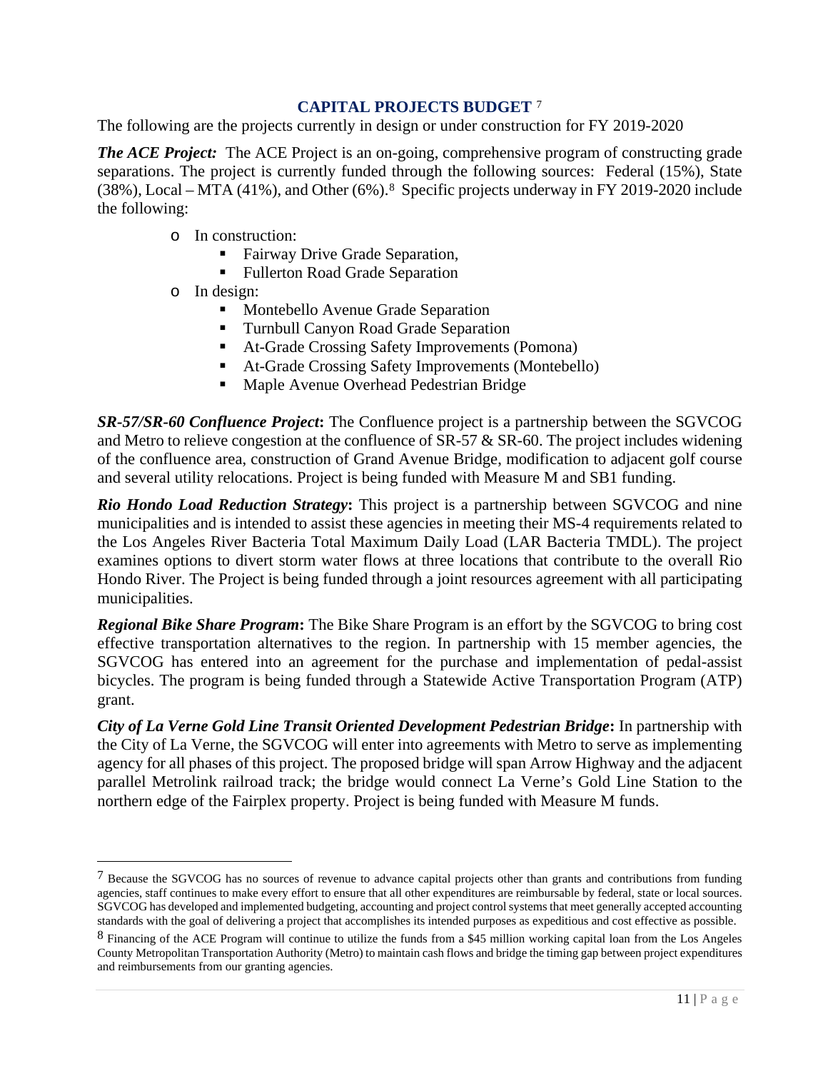## CAPITAL PROJECTS BUDGET [7]

The following are the projects currently in design or under construction for FY 2019-2020

***The ACE Project:*** The ACE Project is an on-going, comprehensive program of constructing grade separations. The project is currently funded through the following sources: Federal (15%), State (38%), Local – MTA (41%), and Other (6%).[8] Specific projects underway in FY 2019-2020 include the following:

- In construction:
  - Fairway Drive Grade Separation,
  - Fullerton Road Grade Separation
- In design:
  - Montebello Avenue Grade Separation
  - Turnbull Canyon Road Grade Separation
  - At-Grade Crossing Safety Improvements (Pomona)
  - At-Grade Crossing Safety Improvements (Montebello)
  - Maple Avenue Overhead Pedestrian Bridge

***SR-57/SR-60 Confluence Project*:** The Confluence project is a partnership between the SGVCOG and Metro to relieve congestion at the confluence of SR-57 & SR-60. The project includes widening of the confluence area, construction of Grand Avenue Bridge, modification to adjacent golf course and several utility relocations. Project is being funded with Measure M and SB1 funding.

***Rio Hondo Load Reduction Strategy*:** This project is a partnership between SGVCOG and nine municipalities and is intended to assist these agencies in meeting their MS-4 requirements related to the Los Angeles River Bacteria Total Maximum Daily Load (LAR Bacteria TMDL). The project examines options to divert storm water flows at three locations that contribute to the overall Rio Hondo River. The Project is being funded through a joint resources agreement with all participating municipalities.

***Regional Bike Share Program*:** The Bike Share Program is an effort by the SGVCOG to bring cost effective transportation alternatives to the region. In partnership with 15 member agencies, the SGVCOG has entered into an agreement for the purchase and implementation of pedal-assist bicycles. The program is being funded through a Statewide Active Transportation Program (ATP) grant.

***City of La Verne Gold Line Transit Oriented Development Pedestrian Bridge*:** In partnership with the City of La Verne, the SGVCOG will enter into agreements with Metro to serve as implementing agency for all phases of this project. The proposed bridge will span Arrow Highway and the adjacent parallel Metrolink railroad track; the bridge would connect La Verne's Gold Line Station to the northern edge of the Fairplex property. Project is being funded with Measure M funds.

---

[7] Because the SGVCOG has no sources of revenue to advance capital projects other than grants and contributions from funding agencies, staff continues to make every effort to ensure that all other expenditures are reimbursable by federal, state or local sources. SGVCOG has developed and implemented budgeting, accounting and project control systems that meet generally accepted accounting standards with the goal of delivering a project that accomplishes its intended purposes as expeditious and cost effective as possible.

[8] Financing of the ACE Program will continue to utilize the funds from a $45 million working capital loan from the Los Angeles County Metropolitan Transportation Authority (Metro) to maintain cash flows and bridge the timing gap between project expenditures and reimbursements from our granting agencies.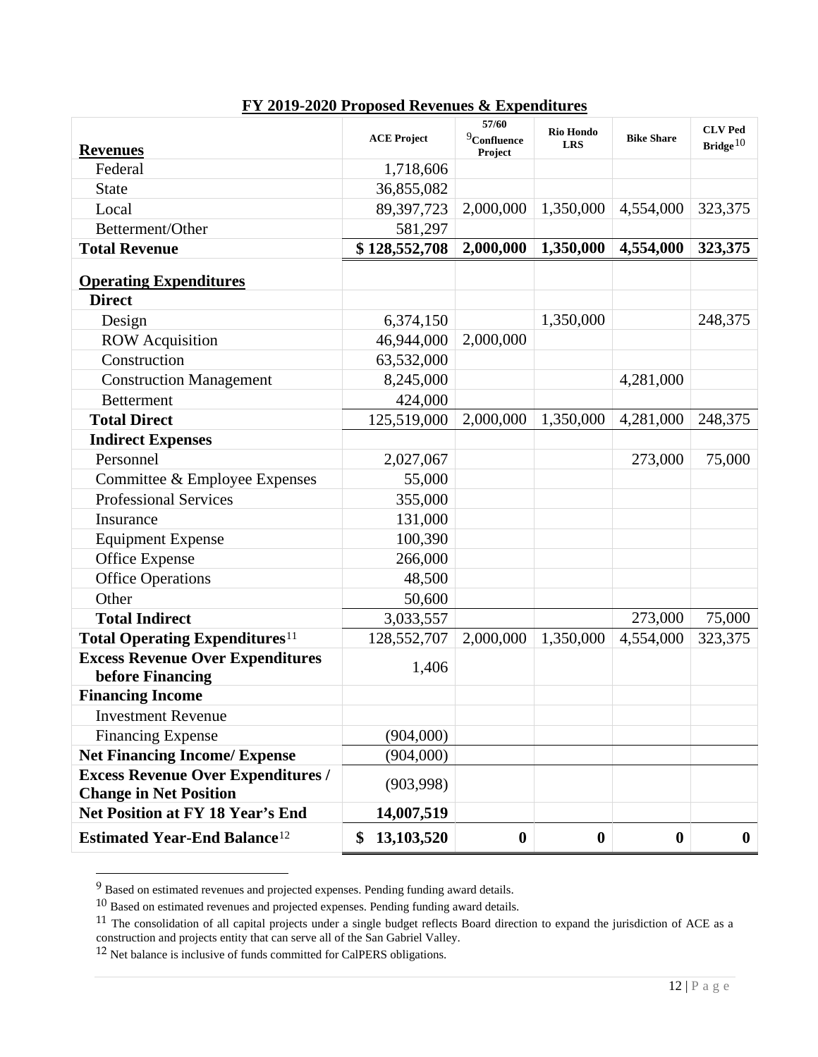## FY 2019-2020 Proposed Revenues & Expenditures

| **Revenues** | ACE Project | 57/60 [9]Confluence Project | Rio Hondo LRS | Bike Share | CLV Ped Bridge[10] |
|---|---|---|---|---|---|
| Federal | 1,718,606 | | | | |
| State | 36,855,082 | | | | |
| Local | 89,397,723 | 2,000,000 | 1,350,000 | 4,554,000 | 323,375 |
| Betterment/Other | 581,297 | | | | |
| **Total Revenue** | **$ 128,552,708** | **2,000,000** | **1,350,000** | **4,554,000** | **323,375** |
| **Operating Expenditures** | | | | | |
| **Direct** | | | | | |
| Design | 6,374,150 | | 1,350,000 | | 248,375 |
| ROW Acquisition | 46,944,000 | 2,000,000 | | | |
| Construction | 63,532,000 | | | | |
| Construction Management | 8,245,000 | | | 4,281,000 | |
| Betterment | 424,000 | | | | |
| **Total Direct** | 125,519,000 | 2,000,000 | 1,350,000 | 4,281,000 | 248,375 |
| **Indirect Expenses** | | | | | |
| Personnel | 2,027,067 | | | 273,000 | 75,000 |
| Committee & Employee Expenses | 55,000 | | | | |
| Professional Services | 355,000 | | | | |
| Insurance | 131,000 | | | | |
| Equipment Expense | 100,390 | | | | |
| Office Expense | 266,000 | | | | |
| Office Operations | 48,500 | | | | |
| Other | 50,600 | | | | |
| **Total Indirect** | 3,033,557 | | | 273,000 | 75,000 |
| **Total Operating Expenditures**[11] | 128,552,707 | 2,000,000 | 1,350,000 | 4,554,000 | 323,375 |
| **Excess Revenue Over Expenditures before Financing** | 1,406 | | | | |
| **Financing Income** | | | | | |
| Investment Revenue | | | | | |
| Financing Expense | (904,000) | | | | |
| **Net Financing Income/ Expense** | (904,000) | | | | |
| **Excess Revenue Over Expenditures / Change in Net Position** | (903,998) | | | | |
| **Net Position at FY 18 Year's End** | **14,007,519** | | | | |
| **Estimated Year-End Balance**[12] | **$ 13,103,520** | **0** | **0** | **0** | **0** |

[9] Based on estimated revenues and projected expenses. Pending funding award details.

[10] Based on estimated revenues and projected expenses. Pending funding award details.

[11] The consolidation of all capital projects under a single budget reflects Board direction to expand the jurisdiction of ACE as a construction and projects entity that can serve all of the San Gabriel Valley.

[12] Net balance is inclusive of funds committed for CalPERS obligations.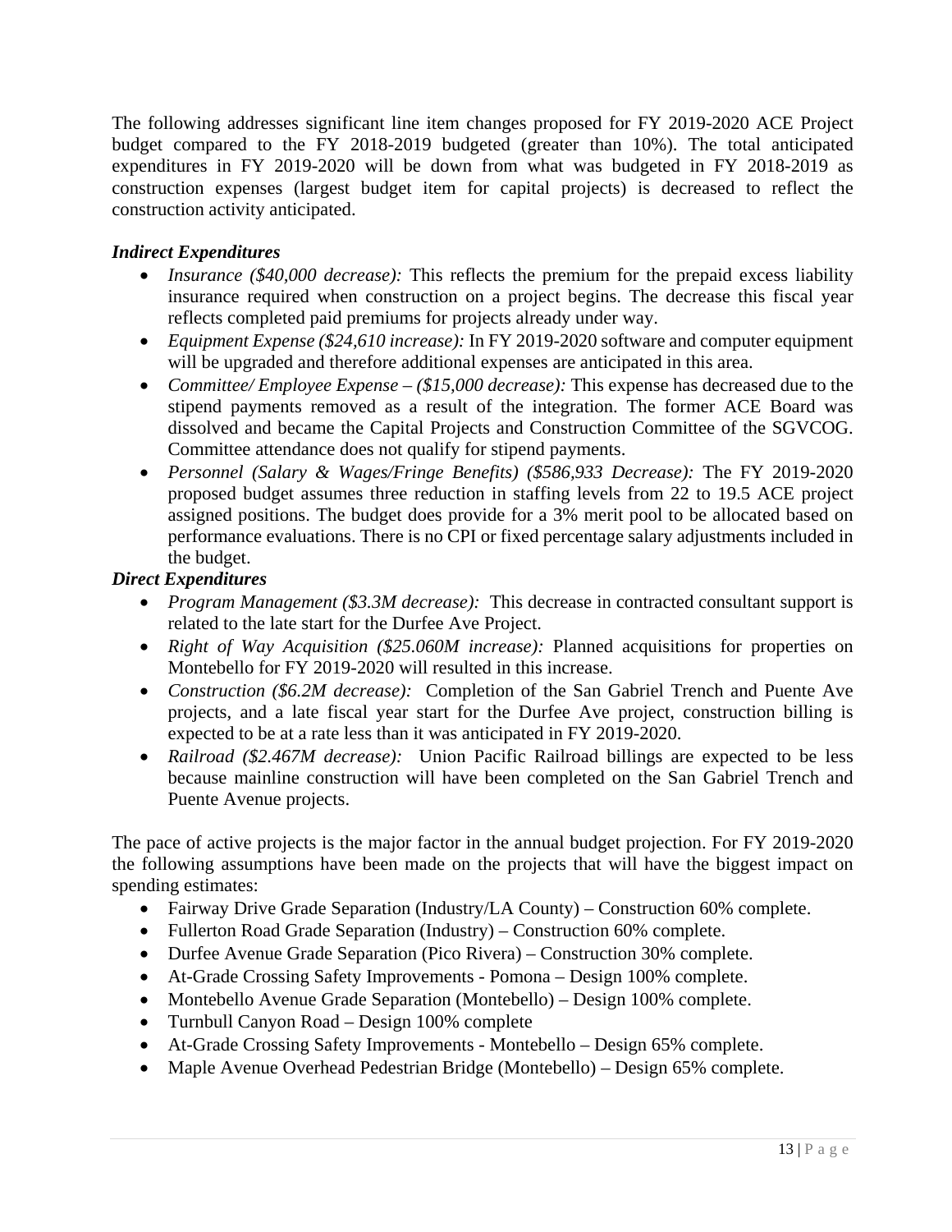The following addresses significant line item changes proposed for FY 2019-2020 ACE Project budget compared to the FY 2018-2019 budgeted (greater than 10%). The total anticipated expenditures in FY 2019-2020 will be down from what was budgeted in FY 2018-2019 as construction expenses (largest budget item for capital projects) is decreased to reflect the construction activity anticipated.

***Indirect Expenditures***

- *Insurance ($40,000 decrease):* This reflects the premium for the prepaid excess liability insurance required when construction on a project begins. The decrease this fiscal year reflects completed paid premiums for projects already under way.
- *Equipment Expense ($24,610 increase):* In FY 2019-2020 software and computer equipment will be upgraded and therefore additional expenses are anticipated in this area.
- *Committee/ Employee Expense – ($15,000 decrease):* This expense has decreased due to the stipend payments removed as a result of the integration. The former ACE Board was dissolved and became the Capital Projects and Construction Committee of the SGVCOG. Committee attendance does not qualify for stipend payments.
- *Personnel (Salary & Wages/Fringe Benefits) ($586,933 Decrease):* The FY 2019-2020 proposed budget assumes three reduction in staffing levels from 22 to 19.5 ACE project assigned positions. The budget does provide for a 3% merit pool to be allocated based on performance evaluations. There is no CPI or fixed percentage salary adjustments included in the budget.

***Direct Expenditures***

- *Program Management ($3.3M decrease):* This decrease in contracted consultant support is related to the late start for the Durfee Ave Project.
- *Right of Way Acquisition ($25.060M increase):* Planned acquisitions for properties on Montebello for FY 2019-2020 will resulted in this increase.
- *Construction ($6.2M decrease):* Completion of the San Gabriel Trench and Puente Ave projects, and a late fiscal year start for the Durfee Ave project, construction billing is expected to be at a rate less than it was anticipated in FY 2019-2020.
- *Railroad ($2.467M decrease):* Union Pacific Railroad billings are expected to be less because mainline construction will have been completed on the San Gabriel Trench and Puente Avenue projects.

The pace of active projects is the major factor in the annual budget projection. For FY 2019-2020 the following assumptions have been made on the projects that will have the biggest impact on spending estimates:

- Fairway Drive Grade Separation (Industry/LA County) – Construction 60% complete.
- Fullerton Road Grade Separation (Industry) – Construction 60% complete.
- Durfee Avenue Grade Separation (Pico Rivera) – Construction 30% complete.
- At-Grade Crossing Safety Improvements - Pomona – Design 100% complete.
- Montebello Avenue Grade Separation (Montebello) – Design 100% complete.
- Turnbull Canyon Road – Design 100% complete
- At-Grade Crossing Safety Improvements - Montebello – Design 65% complete.
- Maple Avenue Overhead Pedestrian Bridge (Montebello) – Design 65% complete.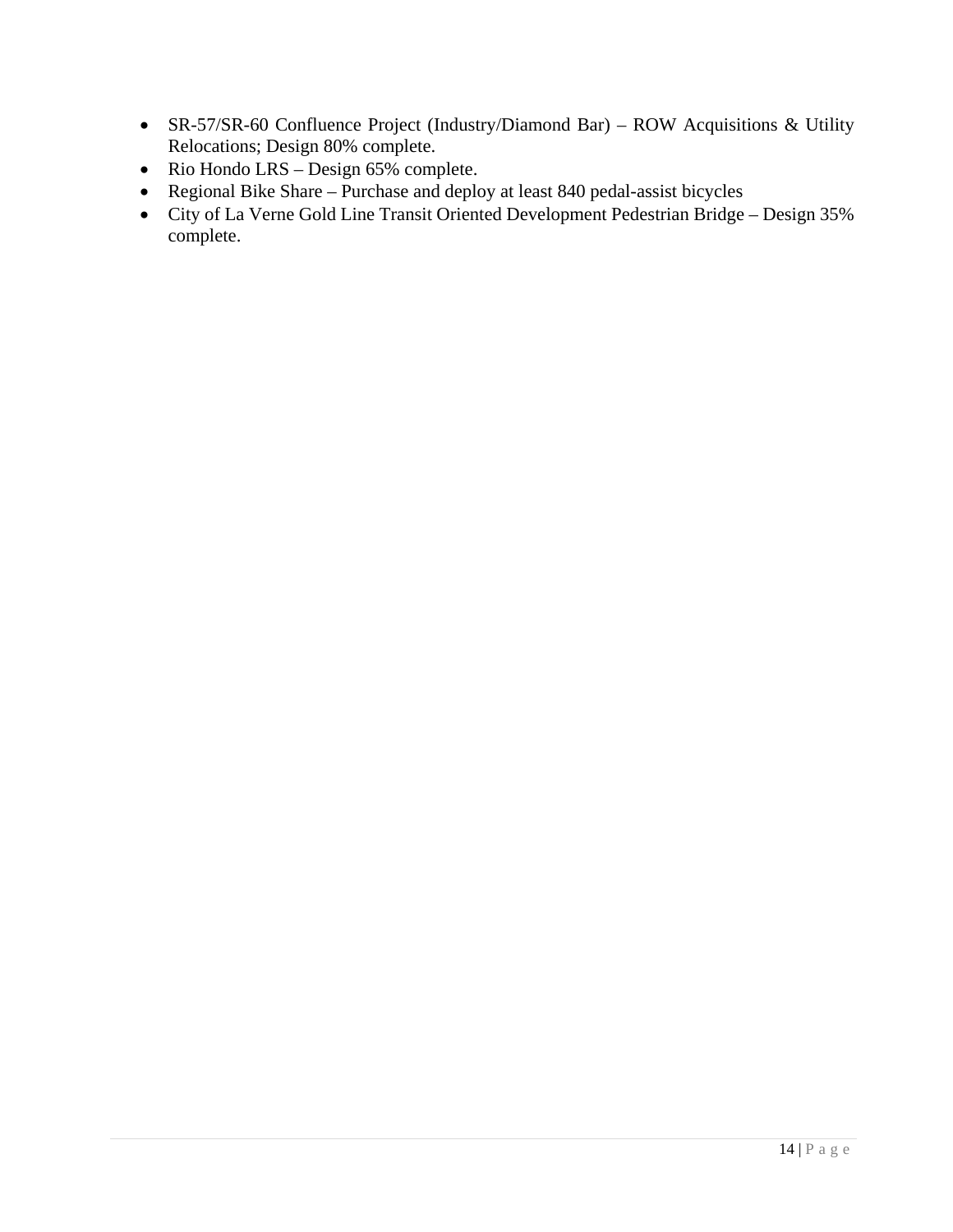- SR-57/SR-60 Confluence Project (Industry/Diamond Bar) – ROW Acquisitions & Utility Relocations; Design 80% complete.
- Rio Hondo LRS – Design 65% complete.
- Regional Bike Share – Purchase and deploy at least 840 pedal-assist bicycles
- City of La Verne Gold Line Transit Oriented Development Pedestrian Bridge – Design 35% complete.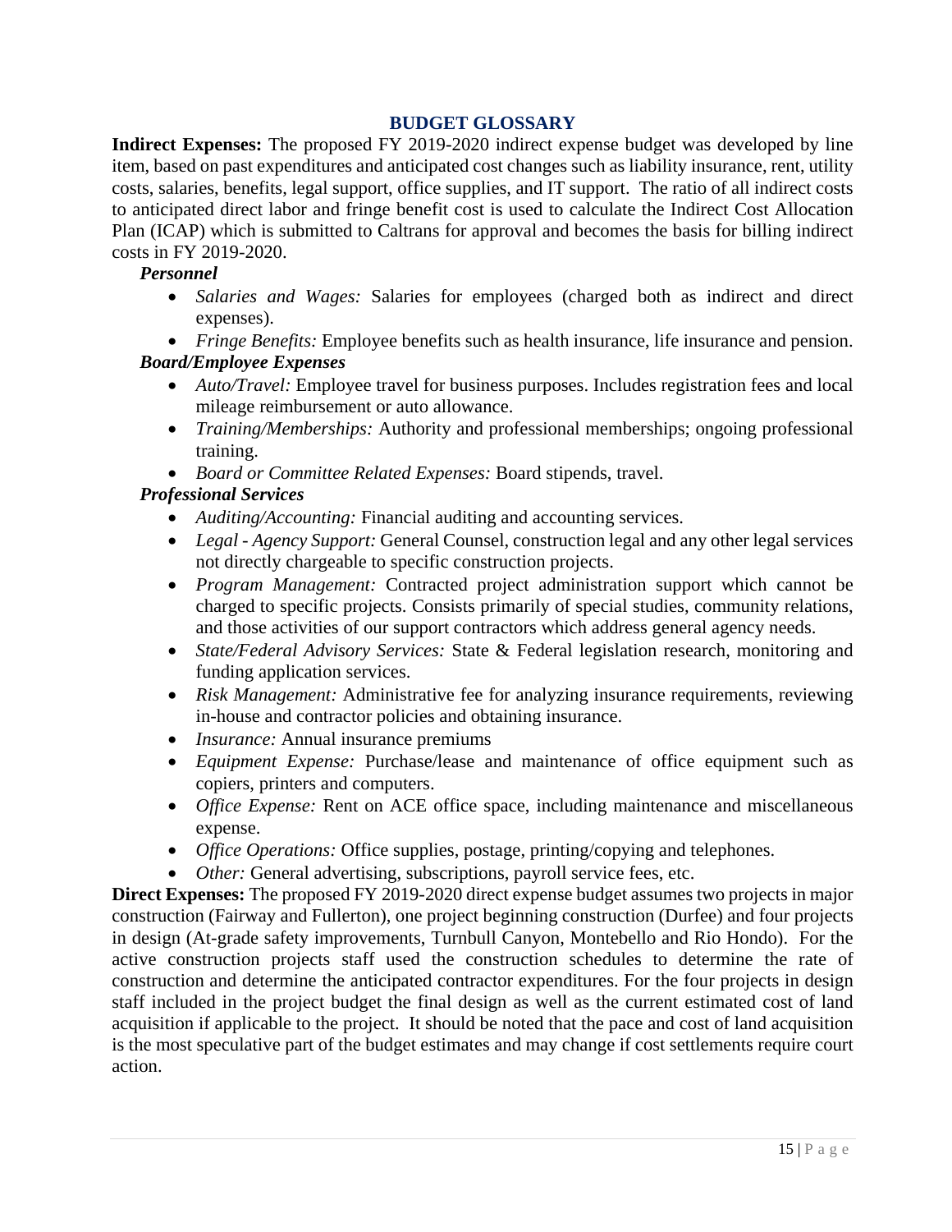## BUDGET GLOSSARY

**Indirect Expenses:** The proposed FY 2019-2020 indirect expense budget was developed by line item, based on past expenditures and anticipated cost changes such as liability insurance, rent, utility costs, salaries, benefits, legal support, office supplies, and IT support. The ratio of all indirect costs to anticipated direct labor and fringe benefit cost is used to calculate the Indirect Cost Allocation Plan (ICAP) which is submitted to Caltrans for approval and becomes the basis for billing indirect costs in FY 2019-2020.

***Personnel***

- *Salaries and Wages:* Salaries for employees (charged both as indirect and direct expenses).
- *Fringe Benefits:* Employee benefits such as health insurance, life insurance and pension.

***Board/Employee Expenses***

- *Auto/Travel:* Employee travel for business purposes. Includes registration fees and local mileage reimbursement or auto allowance.
- *Training/Memberships:* Authority and professional memberships; ongoing professional training.
- *Board or Committee Related Expenses:* Board stipends, travel.

***Professional Services***

- *Auditing/Accounting:* Financial auditing and accounting services.
- *Legal - Agency Support:* General Counsel, construction legal and any other legal services not directly chargeable to specific construction projects.
- *Program Management:* Contracted project administration support which cannot be charged to specific projects. Consists primarily of special studies, community relations, and those activities of our support contractors which address general agency needs.
- *State/Federal Advisory Services:* State & Federal legislation research, monitoring and funding application services.
- *Risk Management:* Administrative fee for analyzing insurance requirements, reviewing in-house and contractor policies and obtaining insurance.
- *Insurance:* Annual insurance premiums
- *Equipment Expense:* Purchase/lease and maintenance of office equipment such as copiers, printers and computers.
- *Office Expense:* Rent on ACE office space, including maintenance and miscellaneous expense.
- *Office Operations:* Office supplies, postage, printing/copying and telephones.
- *Other:* General advertising, subscriptions, payroll service fees, etc.

**Direct Expenses:** The proposed FY 2019-2020 direct expense budget assumes two projects in major construction (Fairway and Fullerton), one project beginning construction (Durfee) and four projects in design (At-grade safety improvements, Turnbull Canyon, Montebello and Rio Hondo). For the active construction projects staff used the construction schedules to determine the rate of construction and determine the anticipated contractor expenditures. For the four projects in design staff included in the project budget the final design as well as the current estimated cost of land acquisition if applicable to the project. It should be noted that the pace and cost of land acquisition is the most speculative part of the budget estimates and may change if cost settlements require court action.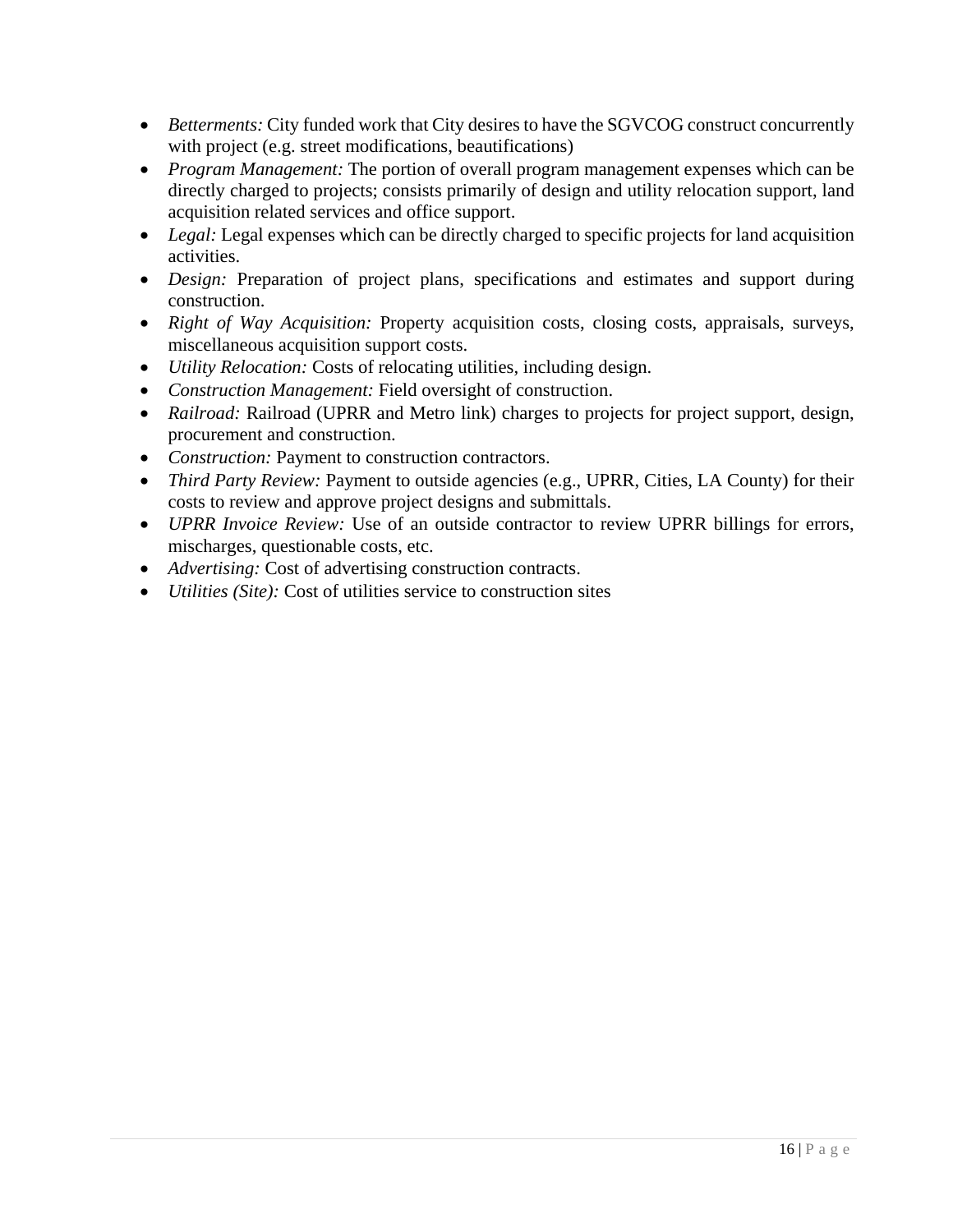- *Betterments:* City funded work that City desires to have the SGVCOG construct concurrently with project (e.g. street modifications, beautifications)
- *Program Management:* The portion of overall program management expenses which can be directly charged to projects; consists primarily of design and utility relocation support, land acquisition related services and office support.
- *Legal:* Legal expenses which can be directly charged to specific projects for land acquisition activities.
- *Design:* Preparation of project plans, specifications and estimates and support during construction.
- *Right of Way Acquisition:* Property acquisition costs, closing costs, appraisals, surveys, miscellaneous acquisition support costs.
- *Utility Relocation:* Costs of relocating utilities, including design.
- *Construction Management:* Field oversight of construction.
- *Railroad:* Railroad (UPRR and Metro link) charges to projects for project support, design, procurement and construction.
- *Construction:* Payment to construction contractors.
- *Third Party Review:* Payment to outside agencies (e.g., UPRR, Cities, LA County) for their costs to review and approve project designs and submittals.
- *UPRR Invoice Review:* Use of an outside contractor to review UPRR billings for errors, mischarges, questionable costs, etc.
- *Advertising:* Cost of advertising construction contracts.
- *Utilities (Site):* Cost of utilities service to construction sites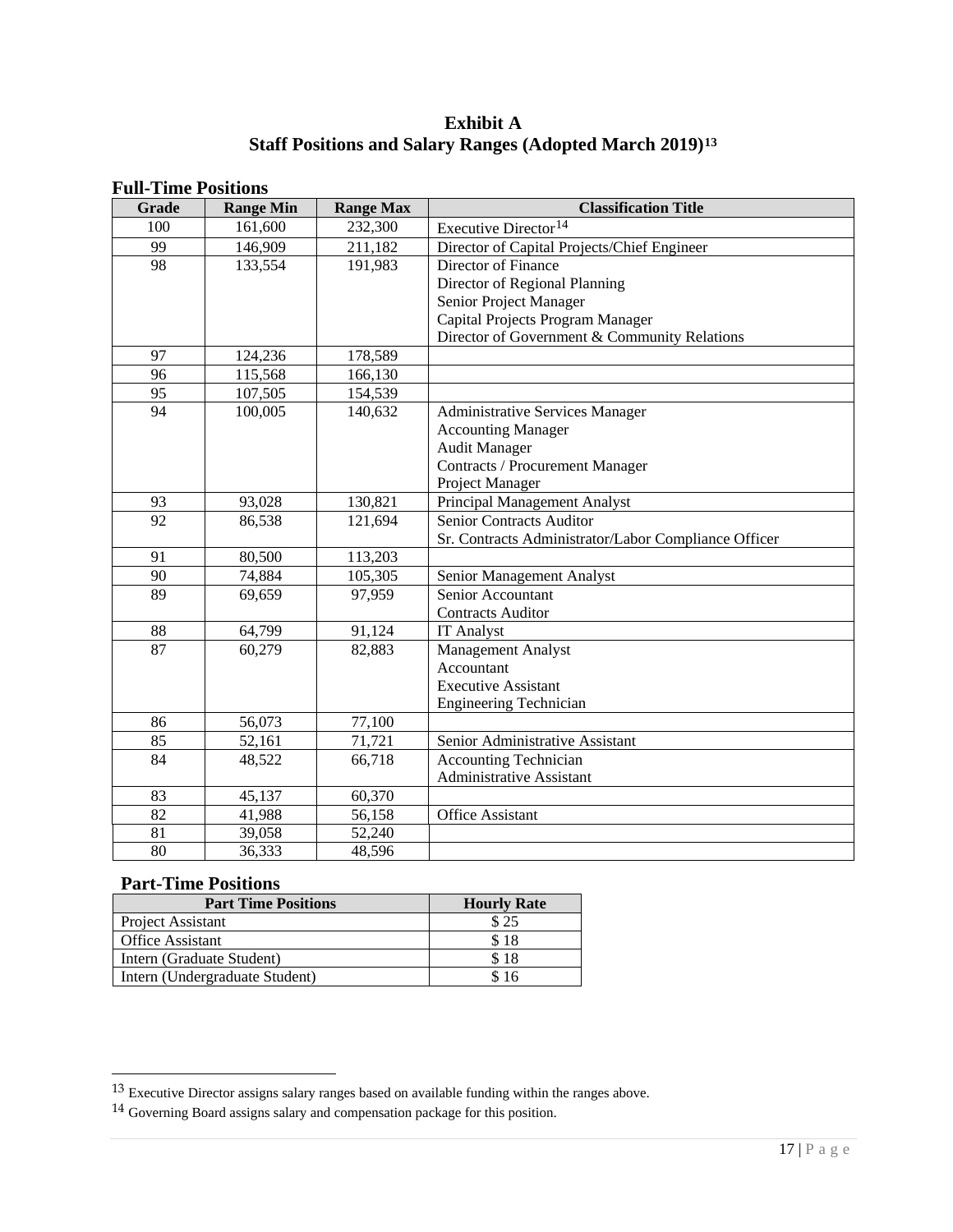# Exhibit A
## Staff Positions and Salary Ranges (Adopted March 2019)[13]

### Full-Time Positions

| Grade | Range Min | Range Max | Classification Title |
|---|---|---|---|
| 100 | 161,600 | 232,300 | Executive Director[14] |
| 99 | 146,909 | 211,182 | Director of Capital Projects/Chief Engineer |
| 98 | 133,554 | 191,983 | Director of Finance<br>Director of Regional Planning<br>Senior Project Manager<br>Capital Projects Program Manager<br>Director of Government & Community Relations |
| 97 | 124,236 | 178,589 | |
| 96 | 115,568 | 166,130 | |
| 95 | 107,505 | 154,539 | |
| 94 | 100,005 | 140,632 | Administrative Services Manager<br>Accounting Manager<br>Audit Manager<br>Contracts / Procurement Manager<br>Project Manager |
| 93 | 93,028 | 130,821 | Principal Management Analyst |
| 92 | 86,538 | 121,694 | Senior Contracts Auditor<br>Sr. Contracts Administrator/Labor Compliance Officer |
| 91 | 80,500 | 113,203 | |
| 90 | 74,884 | 105,305 | Senior Management Analyst |
| 89 | 69,659 | 97,959 | Senior Accountant<br>Contracts Auditor |
| 88 | 64,799 | 91,124 | IT Analyst |
| 87 | 60,279 | 82,883 | Management Analyst<br>Accountant<br>Executive Assistant<br>Engineering Technician |
| 86 | 56,073 | 77,100 | |
| 85 | 52,161 | 71,721 | Senior Administrative Assistant |
| 84 | 48,522 | 66,718 | Accounting Technician<br>Administrative Assistant |
| 83 | 45,137 | 60,370 | |
| 82 | 41,988 | 56,158 | Office Assistant |
| 81 | 39,058 | 52,240 | |
| 80 | 36,333 | 48,596 | |

### Part-Time Positions

| Part Time Positions | Hourly Rate |
|---|---|
| Project Assistant | $ 25 |
| Office Assistant | $ 18 |
| Intern (Graduate Student) | $ 18 |
| Intern (Undergraduate Student) | $ 16 |

---

[13] Executive Director assigns salary ranges based on available funding within the ranges above.

[14] Governing Board assigns salary and compensation package for this position.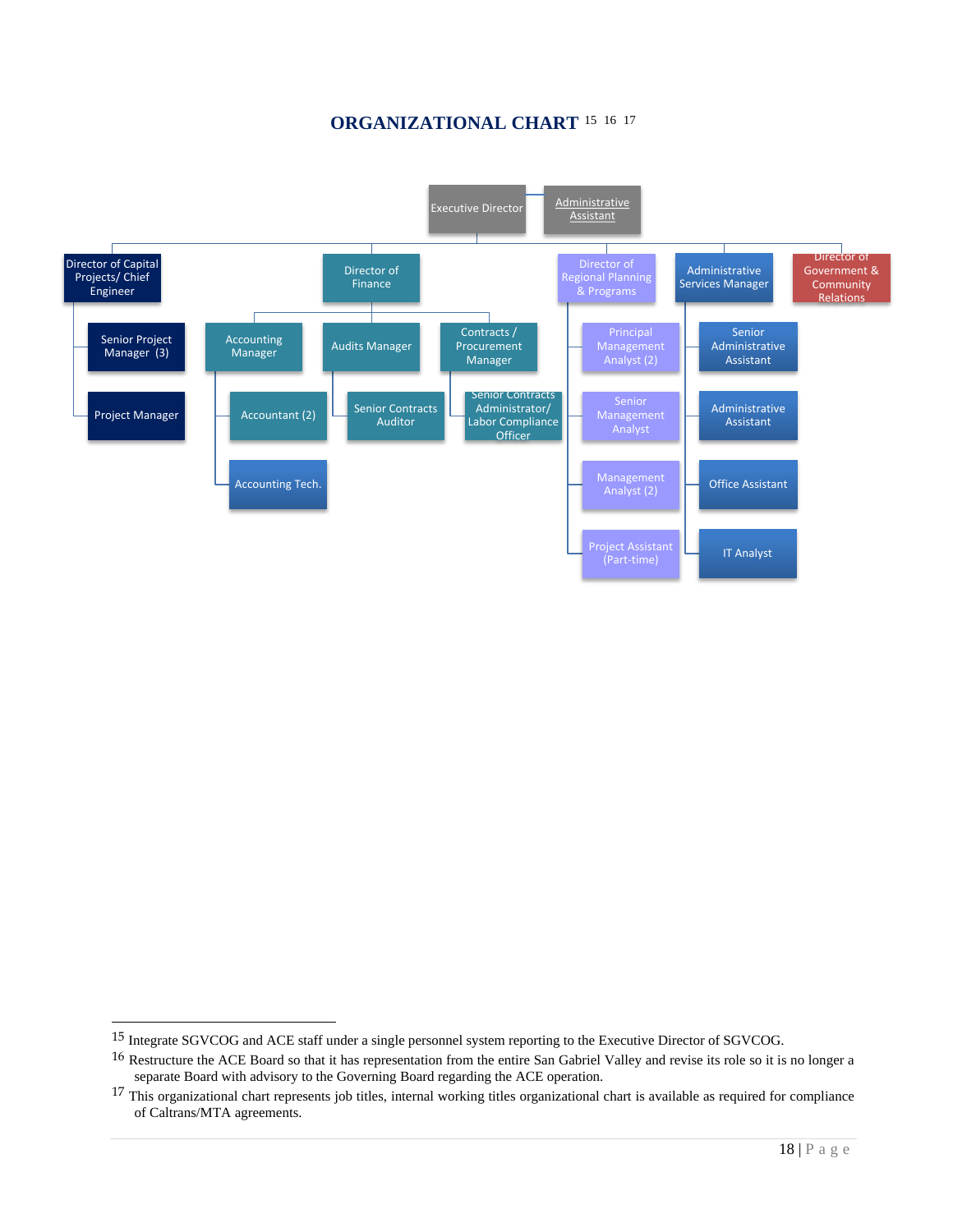# ORGANIZATIONAL CHART [15] [16] [17]

Executive Director

Administrative Assistant

Director of Capital Projects/ Chief Engineer

Senior Project Manager (3)

Project Manager

Director of Finance

Accounting Manager

Accountant (2)

Accounting Tech.

Audits Manager

Senior Contracts Auditor

Contracts / Procurement Manager

Senior Contracts Administrator/ Labor Compliance Officer

Director of Regional Planning & Programs

Principal Management Analyst (2)

Senior Management Analyst

Management Analyst (2)

Project Assistant (Part-time)

Administrative Services Manager

Senior Administrative Assistant

Administrative Assistant

Office Assistant

IT Analyst

Director of Government & Community Relations

---

[15] Integrate SGVCOG and ACE staff under a single personnel system reporting to the Executive Director of SGVCOG.

[16] Restructure the ACE Board so that it has representation from the entire San Gabriel Valley and revise its role so it is no longer a separate Board with advisory to the Governing Board regarding the ACE operation.

[17] This organizational chart represents job titles, internal working titles organizational chart is available as required for compliance of Caltrans/MTA agreements.